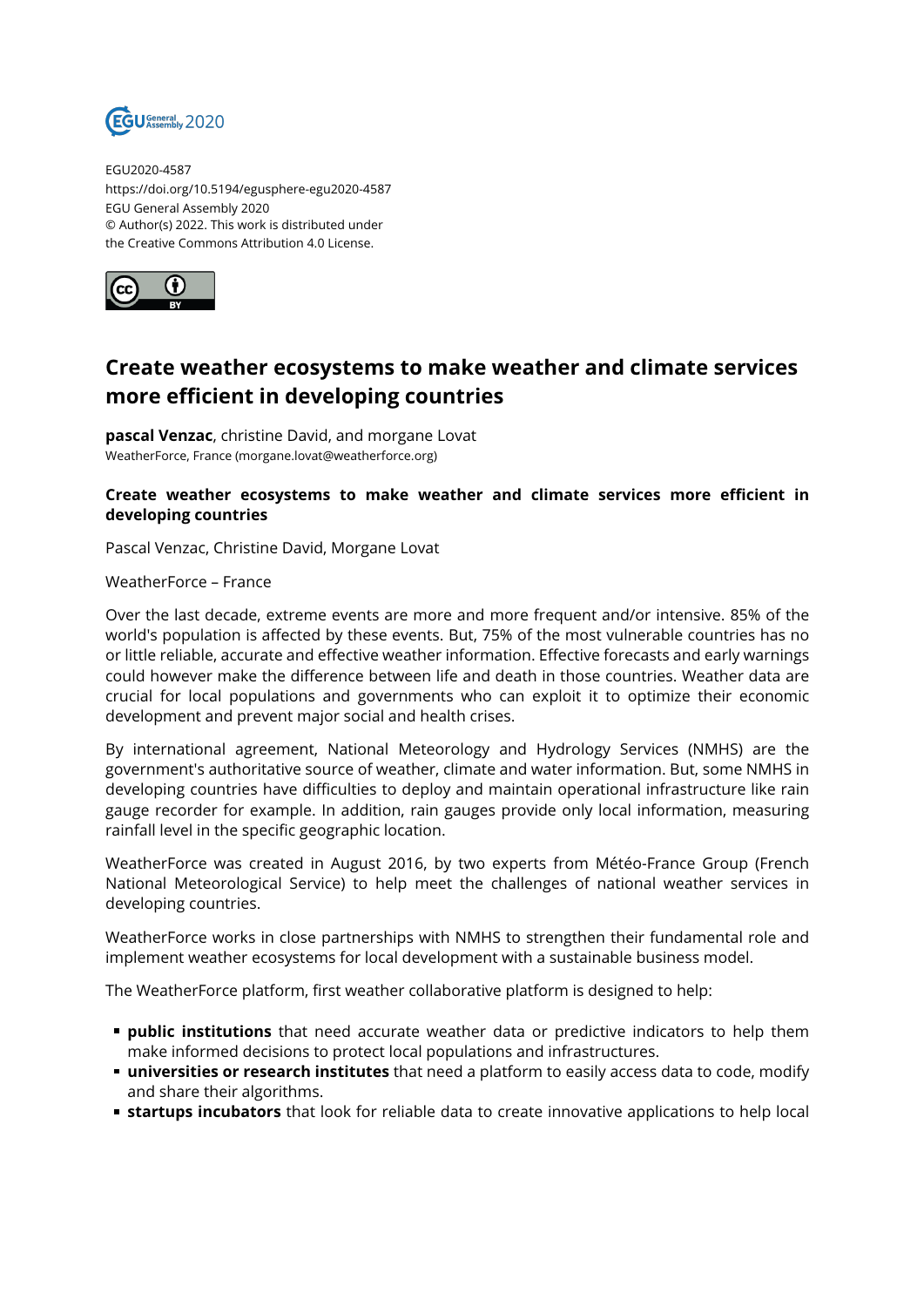EGU2020-4587
https://doi.org/10.5194/egusphere-egu2020-4587
EGU General Assembly 2020
© Author(s) 2022. This work is distributed under
the Creative Commons Attribution 4.0 License.

# Create weather ecosystems to make weather and climate services more efficient in developing countries

**pascal Venzac**, christine David, and morgane Lovat
WeatherForce, France (morgane.lovat@weatherforce.org)

**Create weather ecosystems to make weather and climate services more efficient in developing countries**

Pascal Venzac, Christine David, Morgane Lovat

WeatherForce – France

Over the last decade, extreme events are more and more frequent and/or intensive. 85% of the world's population is affected by these events. But, 75% of the most vulnerable countries has no or little reliable, accurate and effective weather information. Effective forecasts and early warnings could however make the difference between life and death in those countries. Weather data are crucial for local populations and governments who can exploit it to optimize their economic development and prevent major social and health crises.

By international agreement, National Meteorology and Hydrology Services (NMHS) are the government's authoritative source of weather, climate and water information. But, some NMHS in developing countries have difficulties to deploy and maintain operational infrastructure like rain gauge recorder for example. In addition, rain gauges provide only local information, measuring rainfall level in the specific geographic location.

WeatherForce was created in August 2016, by two experts from Météo-France Group (French National Meteorological Service) to help meet the challenges of national weather services in developing countries.

WeatherForce works in close partnerships with NMHS to strengthen their fundamental role and implement weather ecosystems for local development with a sustainable business model.

The WeatherForce platform, first weather collaborative platform is designed to help:

- **public institutions** that need accurate weather data or predictive indicators to help them make informed decisions to protect local populations and infrastructures.
- **universities or research institutes** that need a platform to easily access data to code, modify and share their algorithms.
- **startups incubators** that look for reliable data to create innovative applications to help local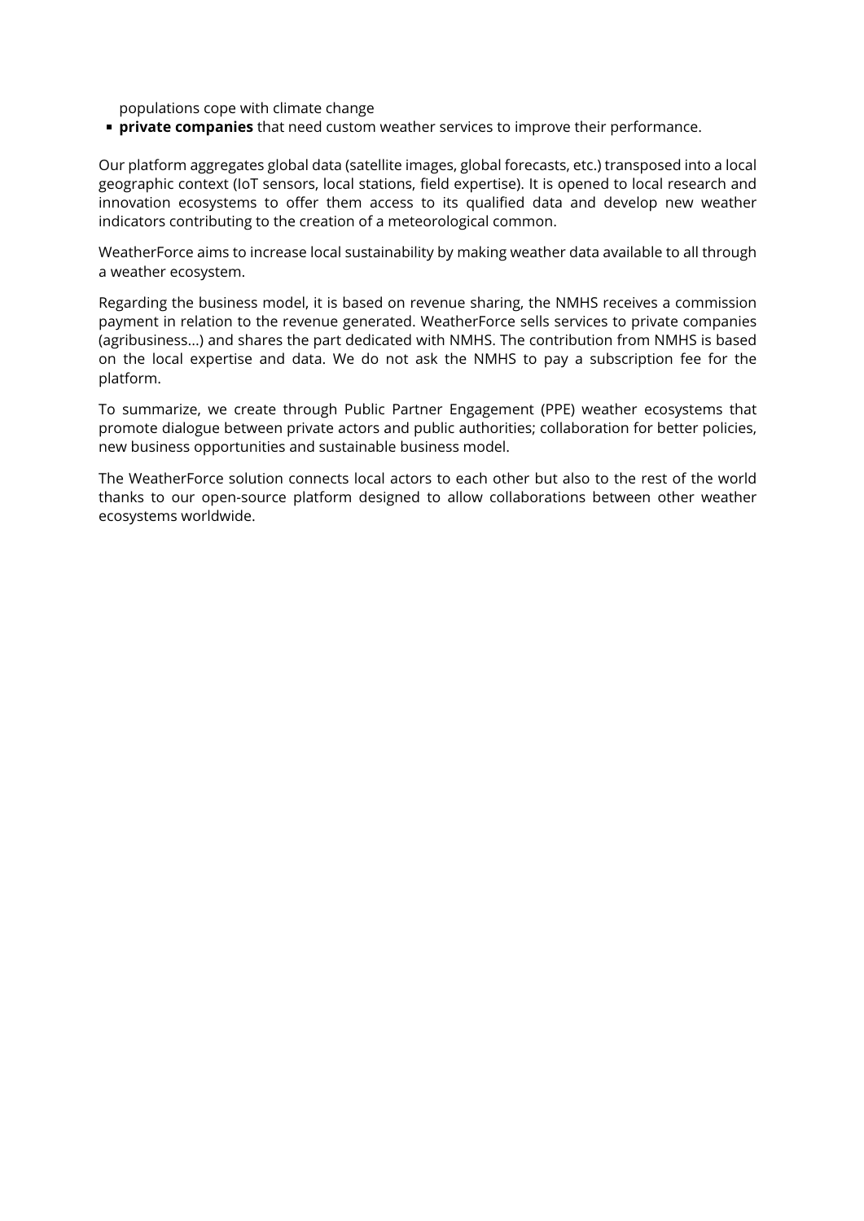populations cope with climate change

- **private companies** that need custom weather services to improve their performance.

Our platform aggregates global data (satellite images, global forecasts, etc.) transposed into a local geographic context (IoT sensors, local stations, field expertise). It is opened to local research and innovation ecosystems to offer them access to its qualified data and develop new weather indicators contributing to the creation of a meteorological common.

WeatherForce aims to increase local sustainability by making weather data available to all through a weather ecosystem.

Regarding the business model, it is based on revenue sharing, the NMHS receives a commission payment in relation to the revenue generated. WeatherForce sells services to private companies (agribusiness...) and shares the part dedicated with NMHS. The contribution from NMHS is based on the local expertise and data. We do not ask the NMHS to pay a subscription fee for the platform.

To summarize, we create through Public Partner Engagement (PPE) weather ecosystems that promote dialogue between private actors and public authorities; collaboration for better policies, new business opportunities and sustainable business model.

The WeatherForce solution connects local actors to each other but also to the rest of the world thanks to our open-source platform designed to allow collaborations between other weather ecosystems worldwide.